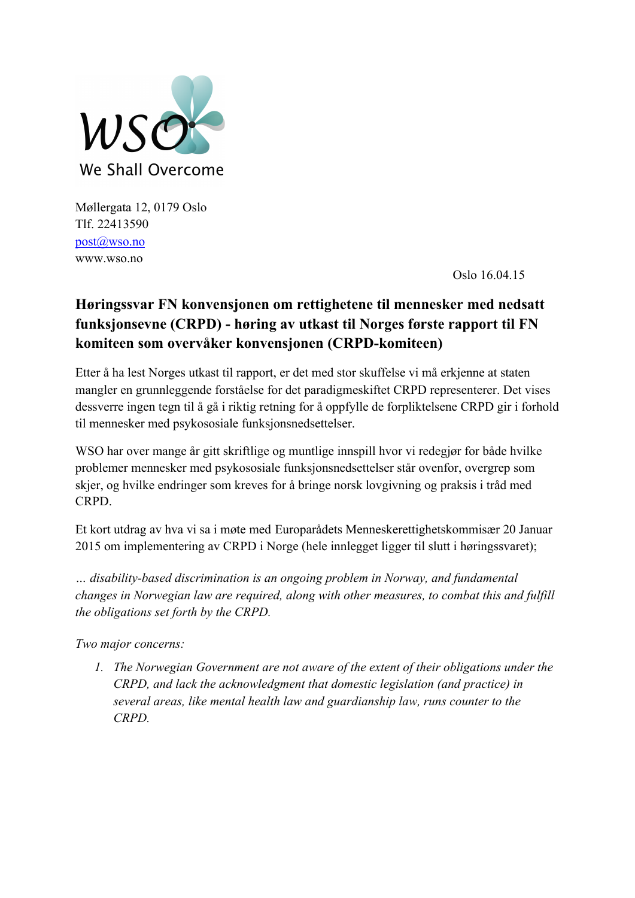WSO

We Shall Overcome

Møllergata 12, 0179 Oslo
Tlf. 22413590
post@wso.no
www.wso.no

Oslo 16.04.15

## Høringssvar FN konvensjonen om rettighetene til mennesker med nedsatt funksjonsevne (CRPD) - høring av utkast til Norges første rapport til FN komiteen som overvåker konvensjonen (CRPD-komiteen)

Etter å ha lest Norges utkast til rapport, er det med stor skuffelse vi må erkjenne at staten mangler en grunnleggende forståelse for det paradigmeskiftet CRPD representerer. Det vises dessverre ingen tegn til å gå i riktig retning for å oppfylle de forpliktelsene CRPD gir i forhold til mennesker med psykososiale funksjonsnedsettelser.

WSO har over mange år gitt skriftlige og muntlige innspill hvor vi redegjør for både hvilke problemer mennesker med psykososiale funksjonsnedsettelser står ovenfor, overgrep som skjer, og hvilke endringer som kreves for å bringe norsk lovgivning og praksis i tråd med CRPD.

Et kort utdrag av hva vi sa i møte med Europarådets Menneskerettighetskommisær 20 Januar 2015 om implementering av CRPD i Norge (hele innlegget ligger til slutt i høringssvaret);

*… disability-based discrimination is an ongoing problem in Norway, and fundamental changes in Norwegian law are required, along with other measures, to combat this and fulfill the obligations set forth by the CRPD.*

*Two major concerns:*

1. *The Norwegian Government are not aware of the extent of their obligations under the CRPD, and lack the acknowledgment that domestic legislation (and practice) in several areas, like mental health law and guardianship law, runs counter to the CRPD.*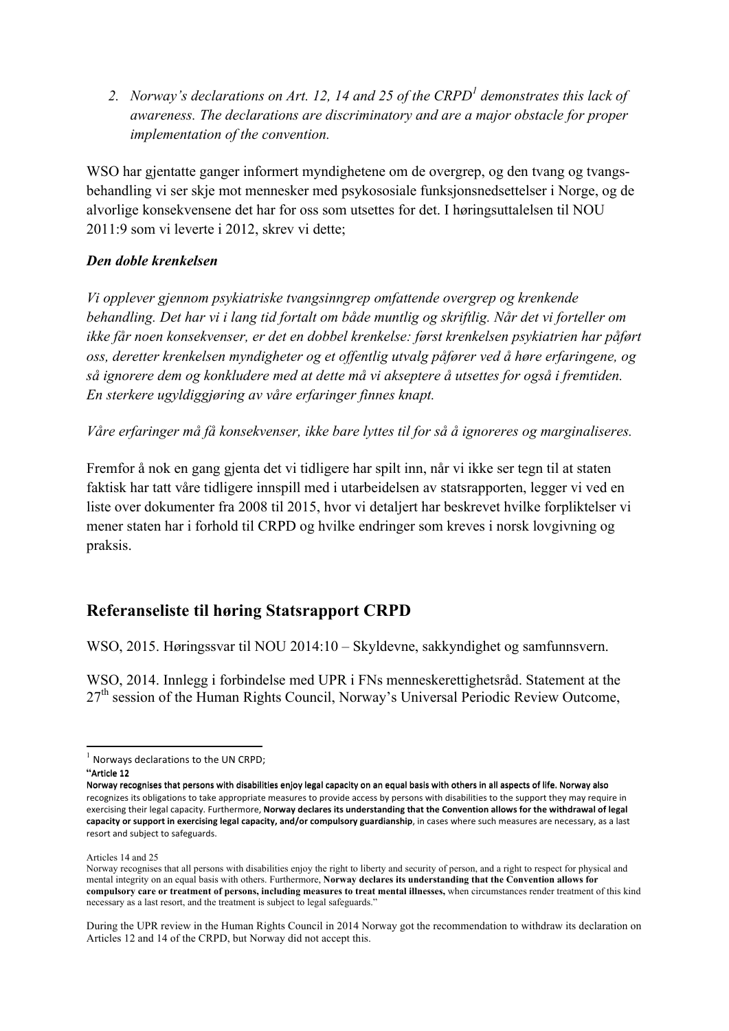2. *Norway's declarations on Art. 12, 14 and 25 of the CRPD[1] demonstrates this lack of awareness. The declarations are discriminatory and are a major obstacle for proper implementation of the convention.*

WSO har gjentatte ganger informert myndighetene om de overgrep, og den tvang og tvangsbehandling vi ser skje mot mennesker med psykososiale funksjonsnedsettelser i Norge, og de alvorlige konsekvensene det har for oss som utsettes for det. I høringsuttalelsen til NOU 2011:9 som vi leverte i 2012, skrev vi dette;

***Den doble krenkelsen***

*Vi opplever gjennom psykiatriske tvangsinngrep omfattende overgrep og krenkende behandling. Det har vi i lang tid fortalt om både muntlig og skriftlig. Når det vi forteller om ikke får noen konsekvenser, er det en dobbel krenkelse: først krenkelsen psykiatrien har påført oss, deretter krenkelsen myndigheter og et offentlig utvalg påfører ved å høre erfaringene, og så ignorere dem og konkludere med at dette må vi akseptere å utsettes for også i fremtiden. En sterkere ugyldiggjøring av våre erfaringer finnes knapt.*

*Våre erfaringer må få konsekvenser, ikke bare lyttes til for så å ignoreres og marginaliseres.*

Fremfor å nok en gang gjenta det vi tidligere har spilt inn, når vi ikke ser tegn til at staten faktisk har tatt våre tidligere innspill med i utarbeidelsen av statsrapporten, legger vi ved en liste over dokumenter fra 2008 til 2015, hvor vi detaljert har beskrevet hvilke forpliktelser vi mener staten har i forhold til CRPD og hvilke endringer som kreves i norsk lovgivning og praksis.

## Referanseliste til høring Statsrapport CRPD

WSO, 2015. Høringssvar til NOU 2014:10 – Skyldevne, sakkyndighet og samfunnsvern.

WSO, 2014. Innlegg i forbindelse med UPR i FNs menneskerettighetsråd. Statement at the 27th session of the Human Rights Council, Norway's Universal Periodic Review Outcome,

---

[1] Norways declarations to the UN CRPD;

**"Article 12**

**Norway recognises that persons with disabilities enjoy legal capacity on an equal basis with others in all aspects of life. Norway also** recognizes its obligations to take appropriate measures to provide access by persons with disabilities to the support they may require in exercising their legal capacity. Furthermore, **Norway declares its understanding that the Convention allows for the withdrawal of legal capacity or support in exercising legal capacity, and/or compulsory guardianship**, in cases where such measures are necessary, as a last resort and subject to safeguards.

Articles 14 and 25

Norway recognises that all persons with disabilities enjoy the right to liberty and security of person, and a right to respect for physical and mental integrity on an equal basis with others. Furthermore, **Norway declares its understanding that the Convention allows for compulsory care or treatment of persons, including measures to treat mental illnesses,** when circumstances render treatment of this kind necessary as a last resort, and the treatment is subject to legal safeguards."

During the UPR review in the Human Rights Council in 2014 Norway got the recommendation to withdraw its declaration on Articles 12 and 14 of the CRPD, but Norway did not accept this.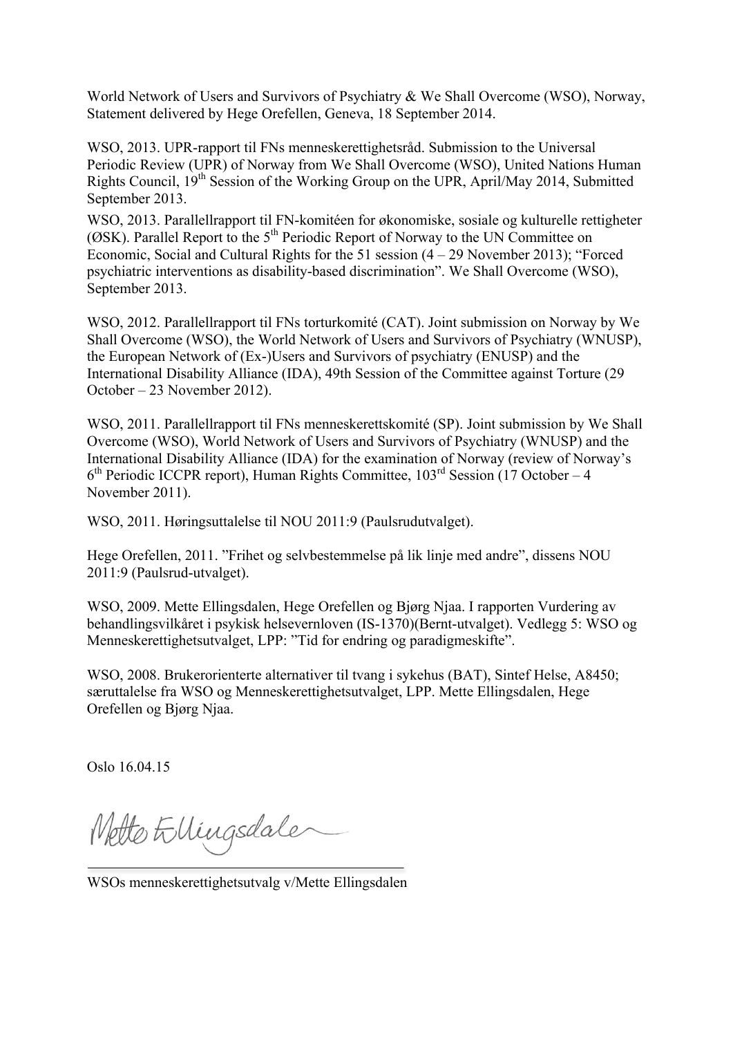World Network of Users and Survivors of Psychiatry & We Shall Overcome (WSO), Norway, Statement delivered by Hege Orefellen, Geneva, 18 September 2014.

WSO, 2013. UPR-rapport til FNs menneskerettighetsråd. Submission to the Universal Periodic Review (UPR) of Norway from We Shall Overcome (WSO), United Nations Human Rights Council, 19th Session of the Working Group on the UPR, April/May 2014, Submitted September 2013.

WSO, 2013. Parallellrapport til FN-komitéen for økonomiske, sosiale og kulturelle rettigheter (ØSK). Parallel Report to the 5th Periodic Report of Norway to the UN Committee on Economic, Social and Cultural Rights for the 51 session (4 – 29 November 2013); "Forced psychiatric interventions as disability-based discrimination". We Shall Overcome (WSO), September 2013.

WSO, 2012. Parallellrapport til FNs torturkomité (CAT). Joint submission on Norway by We Shall Overcome (WSO), the World Network of Users and Survivors of Psychiatry (WNUSP), the European Network of (Ex-)Users and Survivors of psychiatry (ENUSP) and the International Disability Alliance (IDA), 49th Session of the Committee against Torture (29 October – 23 November 2012).

WSO, 2011. Parallellrapport til FNs menneskerettskomité (SP). Joint submission by We Shall Overcome (WSO), World Network of Users and Survivors of Psychiatry (WNUSP) and the International Disability Alliance (IDA) for the examination of Norway (review of Norway's 6th Periodic ICCPR report), Human Rights Committee, 103rd Session (17 October – 4 November 2011).

WSO, 2011. Høringsuttalelse til NOU 2011:9 (Paulsrudutvalget).

Hege Orefellen, 2011. "Frihet og selvbestemmelse på lik linje med andre", dissens NOU 2011:9 (Paulsrud-utvalget).

WSO, 2009. Mette Ellingsdalen, Hege Orefellen og Bjørg Njaa. I rapporten Vurdering av behandlingsvilkåret i psykisk helsevernloven (IS-1370)(Bernt-utvalget). Vedlegg 5: WSO og Menneskerettighetsutvalget, LPP: "Tid for endring og paradigmeskifte".

WSO, 2008. Brukerorienterte alternativer til tvang i sykehus (BAT), Sintef Helse, A8450; særuttalelse fra WSO og Menneskerettighetsutvalget, LPP. Mette Ellingsdalen, Hege Orefellen og Bjørg Njaa.

Oslo 16.04.15

Mette Ellingsdalen

WSOs menneskerettighetsutvalg v/Mette Ellingsdalen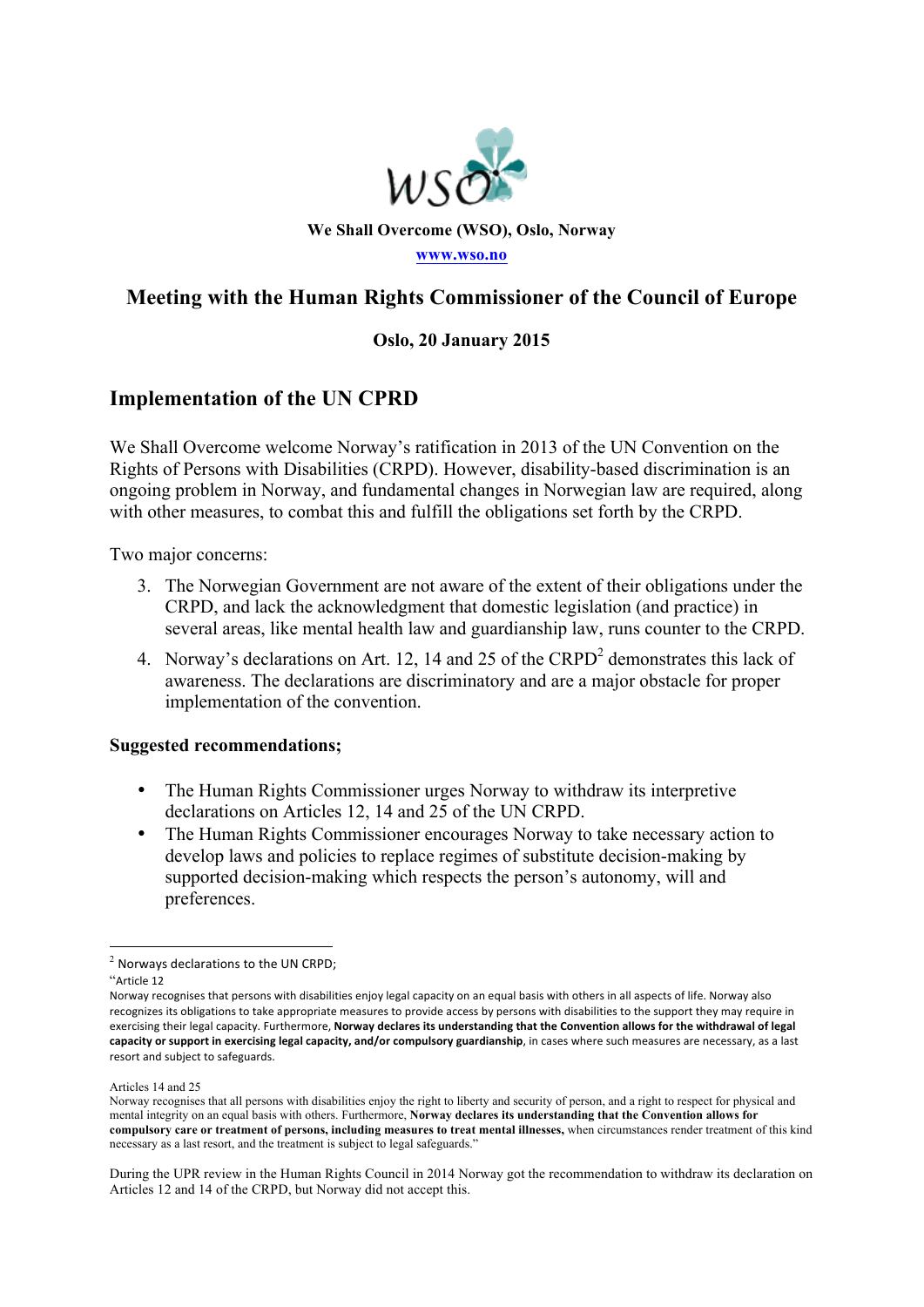We Shall Overcome (WSO), Oslo, Norway

www.wso.no

## Meeting with the Human Rights Commissioner of the Council of Europe

**Oslo, 20 January 2015**

## Implementation of the UN CPRD

We Shall Overcome welcome Norway's ratification in 2013 of the UN Convention on the Rights of Persons with Disabilities (CRPD). However, disability-based discrimination is an ongoing problem in Norway, and fundamental changes in Norwegian law are required, along with other measures, to combat this and fulfill the obligations set forth by the CRPD.

Two major concerns:

3. The Norwegian Government are not aware of the extent of their obligations under the CRPD, and lack the acknowledgment that domestic legislation (and practice) in several areas, like mental health law and guardianship law, runs counter to the CRPD.
4. Norway's declarations on Art. 12, 14 and 25 of the CRPD[2] demonstrates this lack of awareness. The declarations are discriminatory and are a major obstacle for proper implementation of the convention.

**Suggested recommendations;**

- The Human Rights Commissioner urges Norway to withdraw its interpretive declarations on Articles 12, 14 and 25 of the UN CRPD.
- The Human Rights Commissioner encourages Norway to take necessary action to develop laws and policies to replace regimes of substitute decision-making by supported decision-making which respects the person's autonomy, will and preferences.

---

[2] Norways declarations to the UN CRPD;

"Article 12

Norway recognises that persons with disabilities enjoy legal capacity on an equal basis with others in all aspects of life. Norway also recognizes its obligations to take appropriate measures to provide access by persons with disabilities to the support they may require in exercising their legal capacity. Furthermore, **Norway declares its understanding that the Convention allows for the withdrawal of legal capacity or support in exercising legal capacity, and/or compulsory guardianship**, in cases where such measures are necessary, as a last resort and subject to safeguards.

Articles 14 and 25

Norway recognises that all persons with disabilities enjoy the right to liberty and security of person, and a right to respect for physical and mental integrity on an equal basis with others. Furthermore, **Norway declares its understanding that the Convention allows for compulsory care or treatment of persons, including measures to treat mental illnesses,** when circumstances render treatment of this kind necessary as a last resort, and the treatment is subject to legal safeguards."

During the UPR review in the Human Rights Council in 2014 Norway got the recommendation to withdraw its declaration on Articles 12 and 14 of the CRPD, but Norway did not accept this.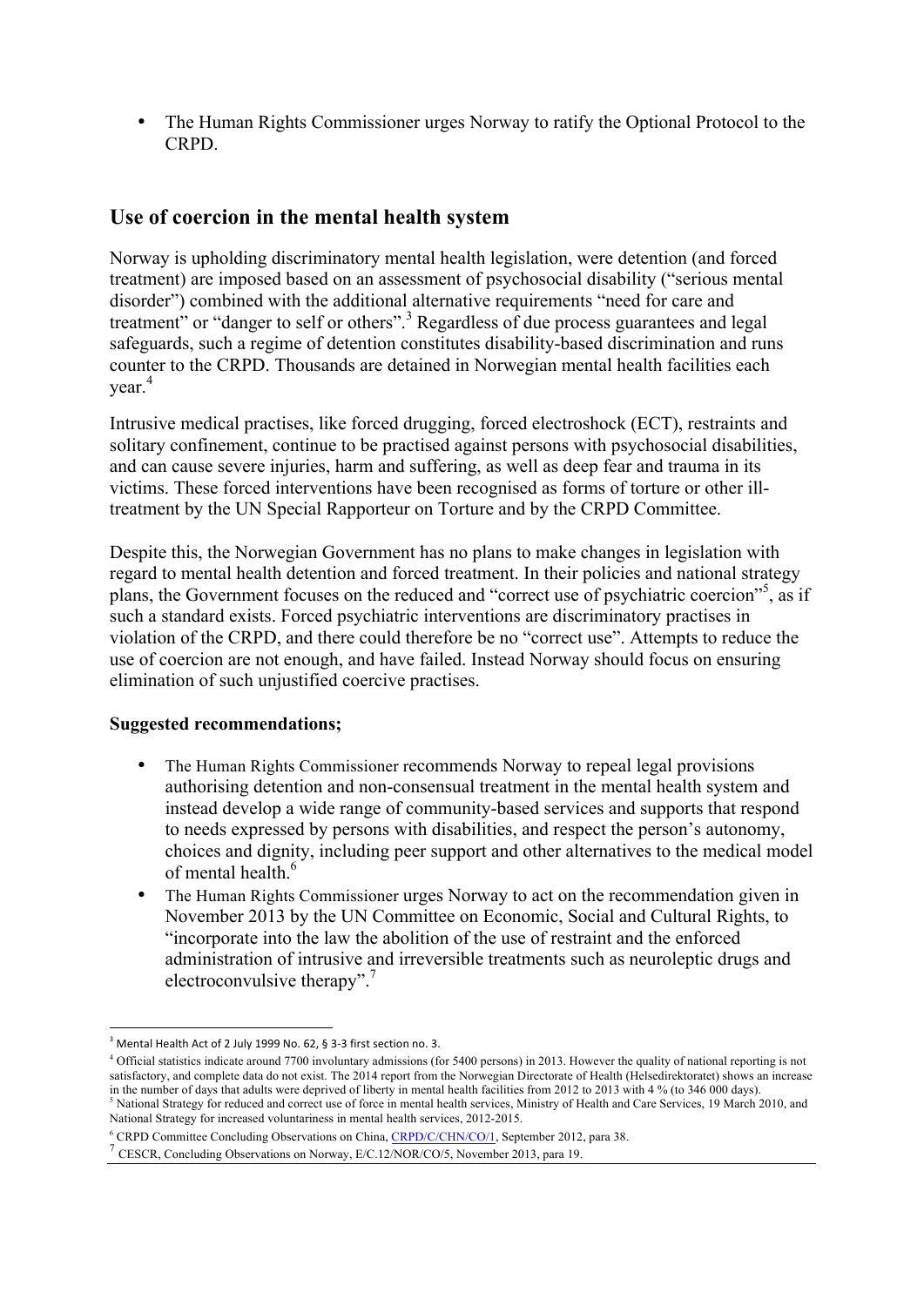- The Human Rights Commissioner urges Norway to ratify the Optional Protocol to the CRPD.

## Use of coercion in the mental health system

Norway is upholding discriminatory mental health legislation, were detention (and forced treatment) are imposed based on an assessment of psychosocial disability ("serious mental disorder") combined with the additional alternative requirements "need for care and treatment" or "danger to self or others".[3] Regardless of due process guarantees and legal safeguards, such a regime of detention constitutes disability-based discrimination and runs counter to the CRPD. Thousands are detained in Norwegian mental health facilities each year.[4]

Intrusive medical practises, like forced drugging, forced electroshock (ECT), restraints and solitary confinement, continue to be practised against persons with psychosocial disabilities, and can cause severe injuries, harm and suffering, as well as deep fear and trauma in its victims. These forced interventions have been recognised as forms of torture or other ill-treatment by the UN Special Rapporteur on Torture and by the CRPD Committee.

Despite this, the Norwegian Government has no plans to make changes in legislation with regard to mental health detention and forced treatment. In their policies and national strategy plans, the Government focuses on the reduced and "correct use of psychiatric coercion"[5], as if such a standard exists. Forced psychiatric interventions are discriminatory practises in violation of the CRPD, and there could therefore be no "correct use". Attempts to reduce the use of coercion are not enough, and have failed. Instead Norway should focus on ensuring elimination of such unjustified coercive practises.

**Suggested recommendations;**

- The Human Rights Commissioner recommends Norway to repeal legal provisions authorising detention and non-consensual treatment in the mental health system and instead develop a wide range of community-based services and supports that respond to needs expressed by persons with disabilities, and respect the person's autonomy, choices and dignity, including peer support and other alternatives to the medical model of mental health.[6]
- The Human Rights Commissioner urges Norway to act on the recommendation given in November 2013 by the UN Committee on Economic, Social and Cultural Rights, to "incorporate into the law the abolition of the use of restraint and the enforced administration of intrusive and irreversible treatments such as neuroleptic drugs and electroconvulsive therapy".[7]

---

[3] Mental Health Act of 2 July 1999 No. 62, § 3-3 first section no. 3.

[4] Official statistics indicate around 7700 involuntary admissions (for 5400 persons) in 2013. However the quality of national reporting is not satisfactory, and complete data do not exist. The 2014 report from the Norwegian Directorate of Health (Helsedirektoratet) shows an increase in the number of days that adults were deprived of liberty in mental health facilities from 2012 to 2013 with 4 % (to 346 000 days).

[5] National Strategy for reduced and correct use of force in mental health services, Ministry of Health and Care Services, 19 March 2010, and National Strategy for increased voluntariness in mental health services, 2012-2015.

[6] CRPD Committee Concluding Observations on China, CRPD/C/CHN/CO/1, September 2012, para 38.

[7] CESCR, Concluding Observations on Norway, E/C.12/NOR/CO/5, November 2013, para 19.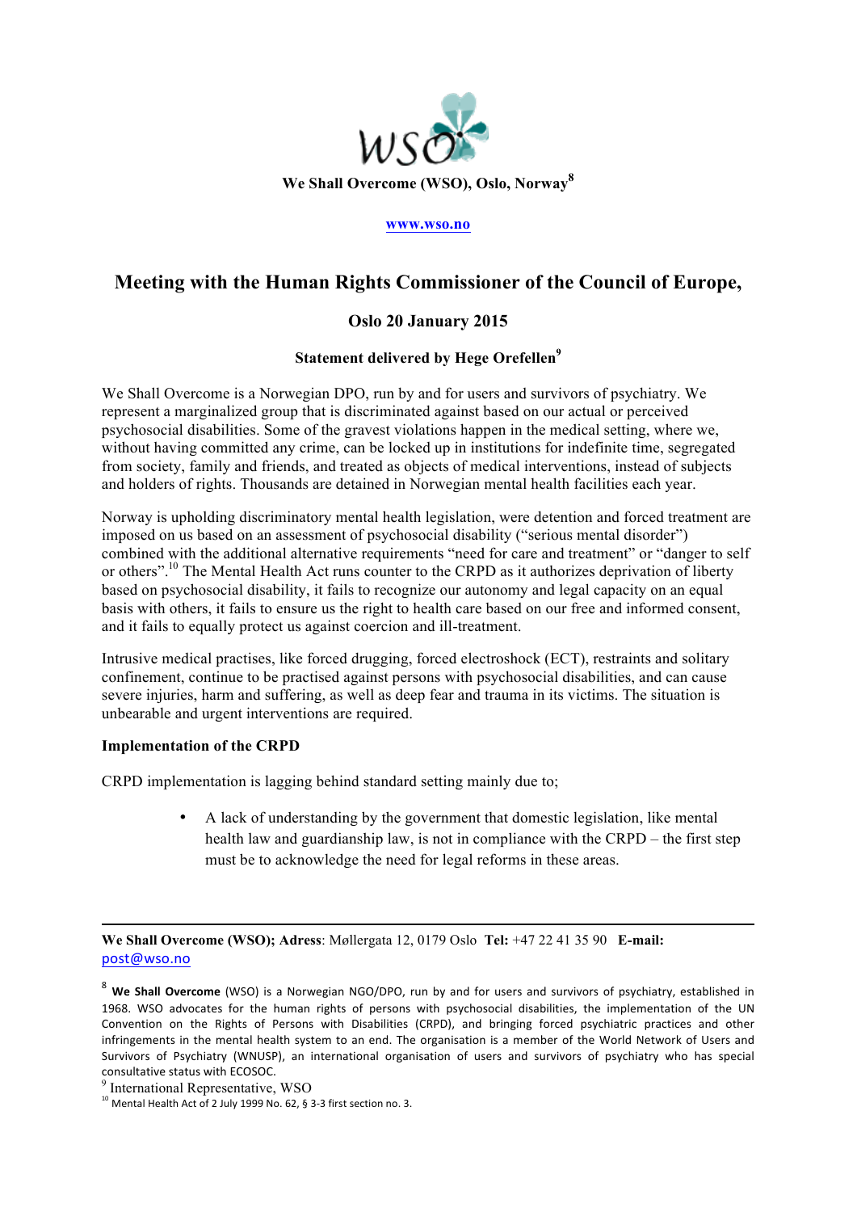We Shall Overcome (WSO), Oslo, Norway[8]

**www.wso.no**

# Meeting with the Human Rights Commissioner of the Council of Europe,

## Oslo 20 January 2015

### Statement delivered by Hege Orefellen[9]

We Shall Overcome is a Norwegian DPO, run by and for users and survivors of psychiatry. We represent a marginalized group that is discriminated against based on our actual or perceived psychosocial disabilities. Some of the gravest violations happen in the medical setting, where we, without having committed any crime, can be locked up in institutions for indefinite time, segregated from society, family and friends, and treated as objects of medical interventions, instead of subjects and holders of rights. Thousands are detained in Norwegian mental health facilities each year.

Norway is upholding discriminatory mental health legislation, were detention and forced treatment are imposed on us based on an assessment of psychosocial disability ("serious mental disorder") combined with the additional alternative requirements "need for care and treatment" or "danger to self or others".[10] The Mental Health Act runs counter to the CRPD as it authorizes deprivation of liberty based on psychosocial disability, it fails to recognize our autonomy and legal capacity on an equal basis with others, it fails to ensure us the right to health care based on our free and informed consent, and it fails to equally protect us against coercion and ill-treatment.

Intrusive medical practises, like forced drugging, forced electroshock (ECT), restraints and solitary confinement, continue to be practised against persons with psychosocial disabilities, and can cause severe injuries, harm and suffering, as well as deep fear and trauma in its victims. The situation is unbearable and urgent interventions are required.

**Implementation of the CRPD**

CRPD implementation is lagging behind standard setting mainly due to;

- A lack of understanding by the government that domestic legislation, like mental health law and guardianship law, is not in compliance with the CRPD – the first step must be to acknowledge the need for legal reforms in these areas.

---

**We Shall Overcome (WSO); Adress**: Møllergata 12, 0179 Oslo **Tel:** +47 22 41 35 90 **E-mail:** post@wso.no

[8] **We Shall Overcome** (WSO) is a Norwegian NGO/DPO, run by and for users and survivors of psychiatry, established in 1968. WSO advocates for the human rights of persons with psychosocial disabilities, the implementation of the UN Convention on the Rights of Persons with Disabilities (CRPD), and bringing forced psychiatric practices and other infringements in the mental health system to an end. The organisation is a member of the World Network of Users and Survivors of Psychiatry (WNUSP), an international organisation of users and survivors of psychiatry who has special consultative status with ECOSOC.

[9] International Representative, WSO

[10] Mental Health Act of 2 July 1999 No. 62, § 3-3 first section no. 3.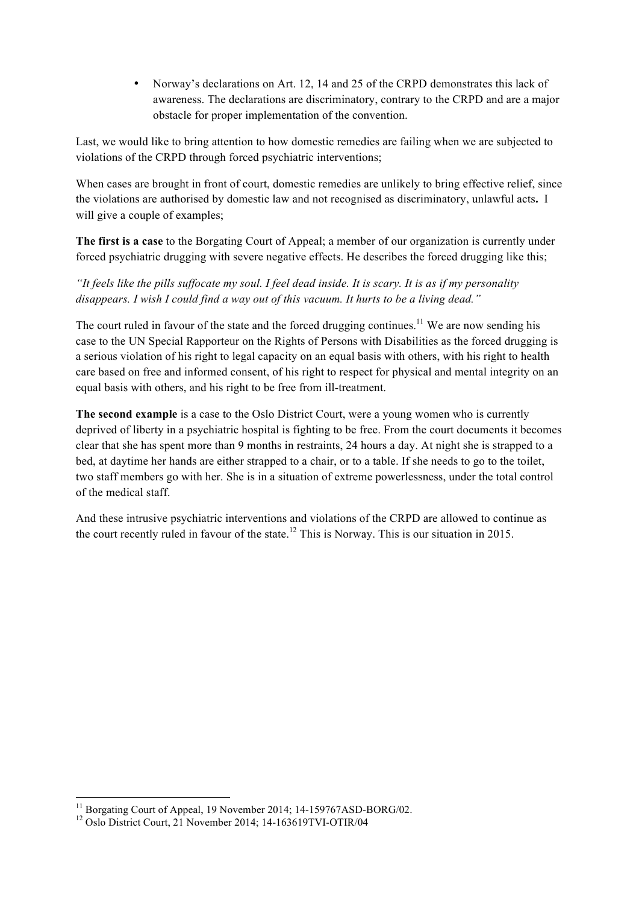- Norway's declarations on Art. 12, 14 and 25 of the CRPD demonstrates this lack of awareness. The declarations are discriminatory, contrary to the CRPD and are a major obstacle for proper implementation of the convention.

Last, we would like to bring attention to how domestic remedies are failing when we are subjected to violations of the CRPD through forced psychiatric interventions;

When cases are brought in front of court, domestic remedies are unlikely to bring effective relief, since the violations are authorised by domestic law and not recognised as discriminatory, unlawful acts**.** I will give a couple of examples;

**The first is a case** to the Borgating Court of Appeal; a member of our organization is currently under forced psychiatric drugging with severe negative effects. He describes the forced drugging like this;

*"It feels like the pills suffocate my soul. I feel dead inside. It is scary. It is as if my personality disappears. I wish I could find a way out of this vacuum. It hurts to be a living dead."*

The court ruled in favour of the state and the forced drugging continues.[11] We are now sending his case to the UN Special Rapporteur on the Rights of Persons with Disabilities as the forced drugging is a serious violation of his right to legal capacity on an equal basis with others, with his right to health care based on free and informed consent, of his right to respect for physical and mental integrity on an equal basis with others, and his right to be free from ill-treatment.

**The second example** is a case to the Oslo District Court, were a young women who is currently deprived of liberty in a psychiatric hospital is fighting to be free. From the court documents it becomes clear that she has spent more than 9 months in restraints, 24 hours a day. At night she is strapped to a bed, at daytime her hands are either strapped to a chair, or to a table. If she needs to go to the toilet, two staff members go with her. She is in a situation of extreme powerlessness, under the total control of the medical staff.

And these intrusive psychiatric interventions and violations of the CRPD are allowed to continue as the court recently ruled in favour of the state.[12] This is Norway. This is our situation in 2015.

---

[11] Borgating Court of Appeal, 19 November 2014; 14-159767ASD-BORG/02.

[12] Oslo District Court, 21 November 2014; 14-163619TVI-OTIR/04